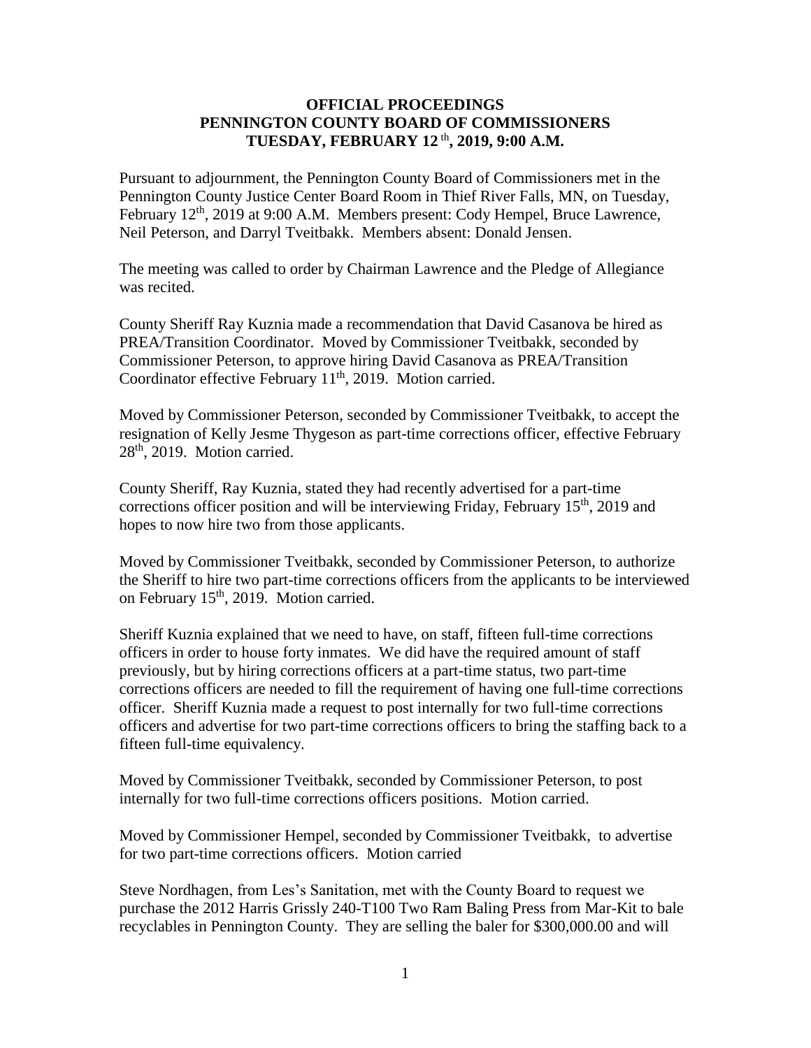**OFFICIAL PROCEEDINGS**
**PENNINGTON COUNTY BOARD OF COMMISSIONERS**
**TUESDAY, FEBRUARY 12th, 2019, 9:00 A.M.**

Pursuant to adjournment, the Pennington County Board of Commissioners met in the Pennington County Justice Center Board Room in Thief River Falls, MN, on Tuesday, February 12th, 2019 at 9:00 A.M. Members present: Cody Hempel, Bruce Lawrence, Neil Peterson, and Darryl Tveitbakk. Members absent: Donald Jensen.

The meeting was called to order by Chairman Lawrence and the Pledge of Allegiance was recited.

County Sheriff Ray Kuznia made a recommendation that David Casanova be hired as PREA/Transition Coordinator. Moved by Commissioner Tveitbakk, seconded by Commissioner Peterson, to approve hiring David Casanova as PREA/Transition Coordinator effective February 11th, 2019. Motion carried.

Moved by Commissioner Peterson, seconded by Commissioner Tveitbakk, to accept the resignation of Kelly Jesme Thygeson as part-time corrections officer, effective February 28th, 2019. Motion carried.

County Sheriff, Ray Kuznia, stated they had recently advertised for a part-time corrections officer position and will be interviewing Friday, February 15th, 2019 and hopes to now hire two from those applicants.

Moved by Commissioner Tveitbakk, seconded by Commissioner Peterson, to authorize the Sheriff to hire two part-time corrections officers from the applicants to be interviewed on February 15th, 2019. Motion carried.

Sheriff Kuznia explained that we need to have, on staff, fifteen full-time corrections officers in order to house forty inmates. We did have the required amount of staff previously, but by hiring corrections officers at a part-time status, two part-time corrections officers are needed to fill the requirement of having one full-time corrections officer. Sheriff Kuznia made a request to post internally for two full-time corrections officers and advertise for two part-time corrections officers to bring the staffing back to a fifteen full-time equivalency.

Moved by Commissioner Tveitbakk, seconded by Commissioner Peterson, to post internally for two full-time corrections officers positions. Motion carried.

Moved by Commissioner Hempel, seconded by Commissioner Tveitbakk, to advertise for two part-time corrections officers. Motion carried

Steve Nordhagen, from Les's Sanitation, met with the County Board to request we purchase the 2012 Harris Grissly 240-T100 Two Ram Baling Press from Mar-Kit to bale recyclables in Pennington County. They are selling the baler for $300,000.00 and will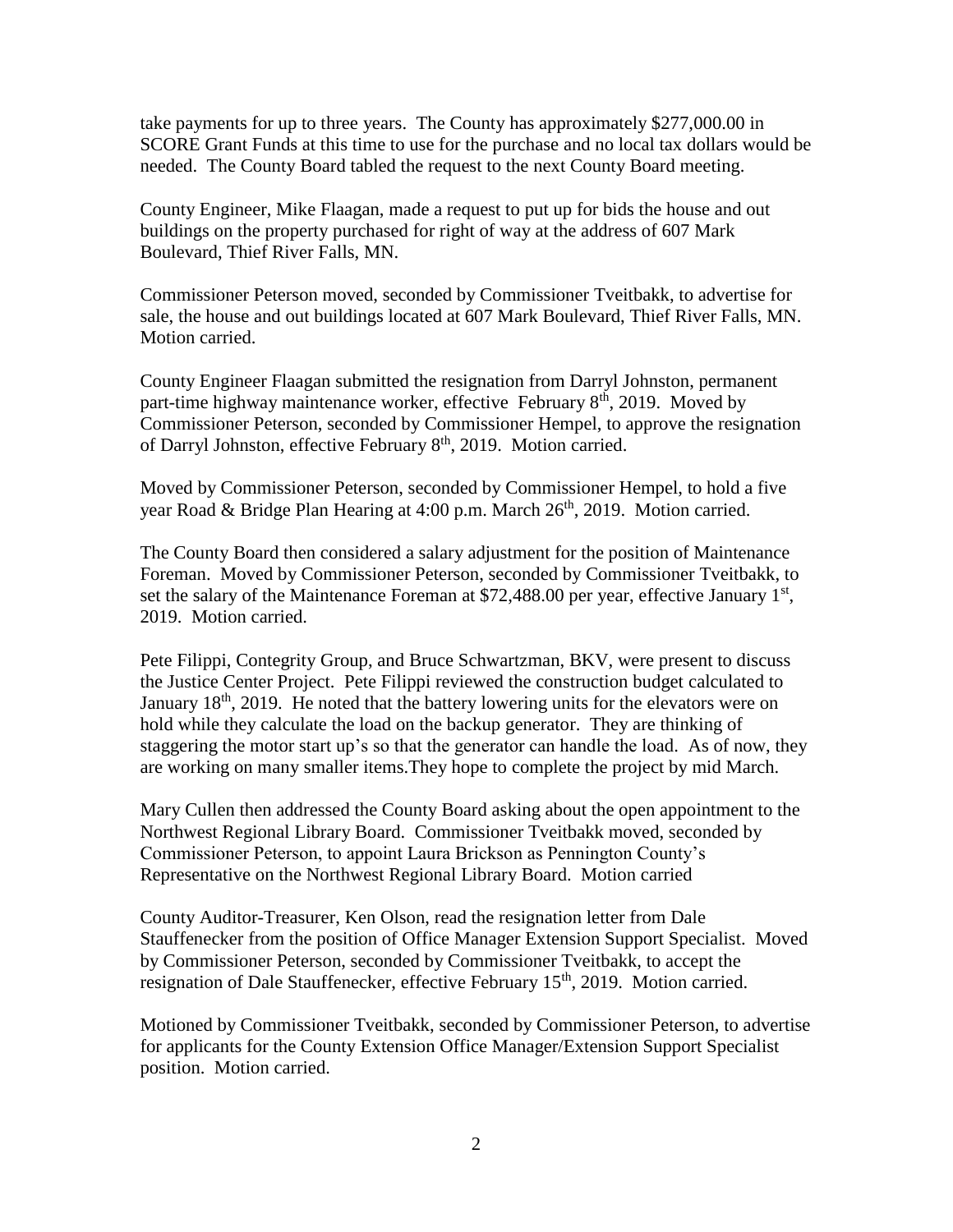take payments for up to three years. The County has approximately $277,000.00 in SCORE Grant Funds at this time to use for the purchase and no local tax dollars would be needed. The County Board tabled the request to the next County Board meeting.

County Engineer, Mike Flaagan, made a request to put up for bids the house and out buildings on the property purchased for right of way at the address of 607 Mark Boulevard, Thief River Falls, MN.

Commissioner Peterson moved, seconded by Commissioner Tveitbakk, to advertise for sale, the house and out buildings located at 607 Mark Boulevard, Thief River Falls, MN. Motion carried.

County Engineer Flaagan submitted the resignation from Darryl Johnston, permanent part-time highway maintenance worker, effective February 8th, 2019. Moved by Commissioner Peterson, seconded by Commissioner Hempel, to approve the resignation of Darryl Johnston, effective February 8th, 2019. Motion carried.

Moved by Commissioner Peterson, seconded by Commissioner Hempel, to hold a five year Road & Bridge Plan Hearing at 4:00 p.m. March 26th, 2019. Motion carried.

The County Board then considered a salary adjustment for the position of Maintenance Foreman. Moved by Commissioner Peterson, seconded by Commissioner Tveitbakk, to set the salary of the Maintenance Foreman at $72,488.00 per year, effective January 1st, 2019. Motion carried.

Pete Filippi, Contegrity Group, and Bruce Schwartzman, BKV, were present to discuss the Justice Center Project. Pete Filippi reviewed the construction budget calculated to January 18th, 2019. He noted that the battery lowering units for the elevators were on hold while they calculate the load on the backup generator. They are thinking of staggering the motor start up's so that the generator can handle the load. As of now, they are working on many smaller items.They hope to complete the project by mid March.

Mary Cullen then addressed the County Board asking about the open appointment to the Northwest Regional Library Board. Commissioner Tveitbakk moved, seconded by Commissioner Peterson, to appoint Laura Brickson as Pennington County's Representative on the Northwest Regional Library Board. Motion carried

County Auditor-Treasurer, Ken Olson, read the resignation letter from Dale Stauffenecker from the position of Office Manager Extension Support Specialist. Moved by Commissioner Peterson, seconded by Commissioner Tveitbakk, to accept the resignation of Dale Stauffenecker, effective February 15th, 2019. Motion carried.

Motioned by Commissioner Tveitbakk, seconded by Commissioner Peterson, to advertise for applicants for the County Extension Office Manager/Extension Support Specialist position. Motion carried.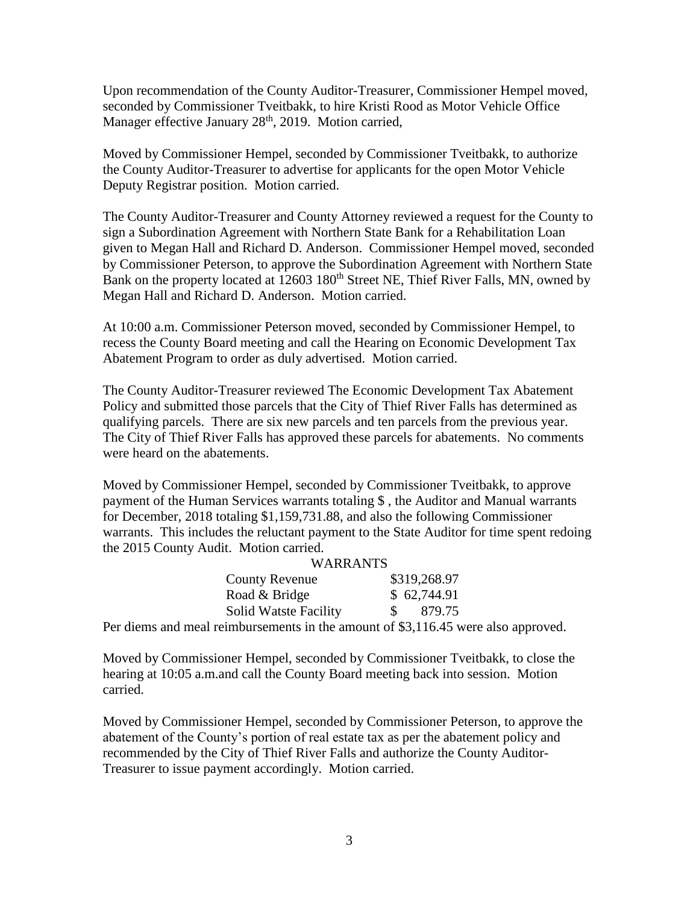Upon recommendation of the County Auditor-Treasurer, Commissioner Hempel moved, seconded by Commissioner Tveitbakk, to hire Kristi Rood as Motor Vehicle Office Manager effective January 28th, 2019. Motion carried,

Moved by Commissioner Hempel, seconded by Commissioner Tveitbakk, to authorize the County Auditor-Treasurer to advertise for applicants for the open Motor Vehicle Deputy Registrar position. Motion carried.

The County Auditor-Treasurer and County Attorney reviewed a request for the County to sign a Subordination Agreement with Northern State Bank for a Rehabilitation Loan given to Megan Hall and Richard D. Anderson. Commissioner Hempel moved, seconded by Commissioner Peterson, to approve the Subordination Agreement with Northern State Bank on the property located at 12603 180th Street NE, Thief River Falls, MN, owned by Megan Hall and Richard D. Anderson. Motion carried.

At 10:00 a.m. Commissioner Peterson moved, seconded by Commissioner Hempel, to recess the County Board meeting and call the Hearing on Economic Development Tax Abatement Program to order as duly advertised. Motion carried.

The County Auditor-Treasurer reviewed The Economic Development Tax Abatement Policy and submitted those parcels that the City of Thief River Falls has determined as qualifying parcels. There are six new parcels and ten parcels from the previous year. The City of Thief River Falls has approved these parcels for abatements. No comments were heard on the abatements.

Moved by Commissioner Hempel, seconded by Commissioner Tveitbakk, to approve payment of the Human Services warrants totaling $ , the Auditor and Manual warrants for December, 2018 totaling $1,159,731.88, and also the following Commissioner warrants. This includes the reluctant payment to the State Auditor for time spent redoing the 2015 County Audit. Motion carried.

WARRANTS

| | |
|---|---|
| County Revenue | $319,268.97 |
| Road & Bridge | $ 62,744.91 |
| Solid Watste Facility | $ 879.75 |

Per diems and meal reimbursements in the amount of $3,116.45 were also approved.

Moved by Commissioner Hempel, seconded by Commissioner Tveitbakk, to close the hearing at 10:05 a.m.and call the County Board meeting back into session. Motion carried.

Moved by Commissioner Hempel, seconded by Commissioner Peterson, to approve the abatement of the County's portion of real estate tax as per the abatement policy and recommended by the City of Thief River Falls and authorize the County Auditor-Treasurer to issue payment accordingly. Motion carried.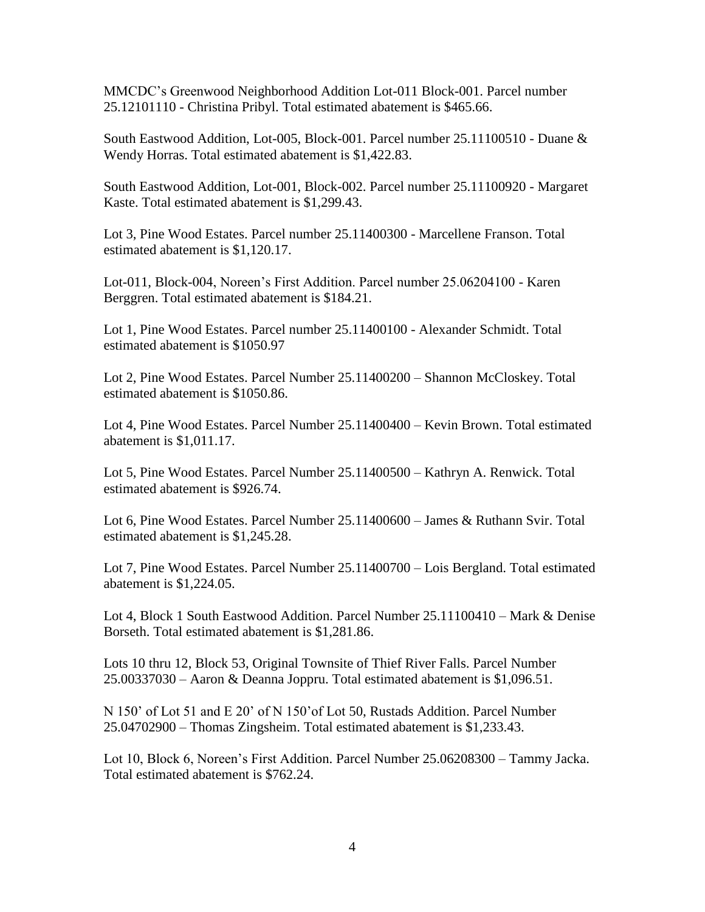MMCDC's Greenwood Neighborhood Addition Lot-011 Block-001. Parcel number 25.12101110 - Christina Pribyl. Total estimated abatement is $465.66.

South Eastwood Addition, Lot-005, Block-001. Parcel number 25.11100510 - Duane & Wendy Horras. Total estimated abatement is $1,422.83.

South Eastwood Addition, Lot-001, Block-002. Parcel number 25.11100920 - Margaret Kaste. Total estimated abatement is $1,299.43.

Lot 3, Pine Wood Estates. Parcel number 25.11400300 - Marcellene Franson. Total estimated abatement is $1,120.17.

Lot-011, Block-004, Noreen's First Addition. Parcel number 25.06204100 - Karen Berggren. Total estimated abatement is $184.21.

Lot 1, Pine Wood Estates. Parcel number 25.11400100 - Alexander Schmidt. Total estimated abatement is $1050.97

Lot 2, Pine Wood Estates. Parcel Number 25.11400200 – Shannon McCloskey. Total estimated abatement is $1050.86.

Lot 4, Pine Wood Estates. Parcel Number 25.11400400 – Kevin Brown. Total estimated abatement is $1,011.17.

Lot 5, Pine Wood Estates. Parcel Number 25.11400500 – Kathryn A. Renwick. Total estimated abatement is $926.74.

Lot 6, Pine Wood Estates. Parcel Number 25.11400600 – James & Ruthann Svir. Total estimated abatement is $1,245.28.

Lot 7, Pine Wood Estates. Parcel Number 25.11400700 – Lois Bergland. Total estimated abatement is $1,224.05.

Lot 4, Block 1 South Eastwood Addition. Parcel Number 25.11100410 – Mark & Denise Borseth. Total estimated abatement is $1,281.86.

Lots 10 thru 12, Block 53, Original Townsite of Thief River Falls. Parcel Number 25.00337030 – Aaron & Deanna Joppru. Total estimated abatement is $1,096.51.

N 150' of Lot 51 and E 20' of N 150'of Lot 50, Rustads Addition. Parcel Number 25.04702900 – Thomas Zingsheim. Total estimated abatement is $1,233.43.

Lot 10, Block 6, Noreen's First Addition. Parcel Number 25.06208300 – Tammy Jacka. Total estimated abatement is $762.24.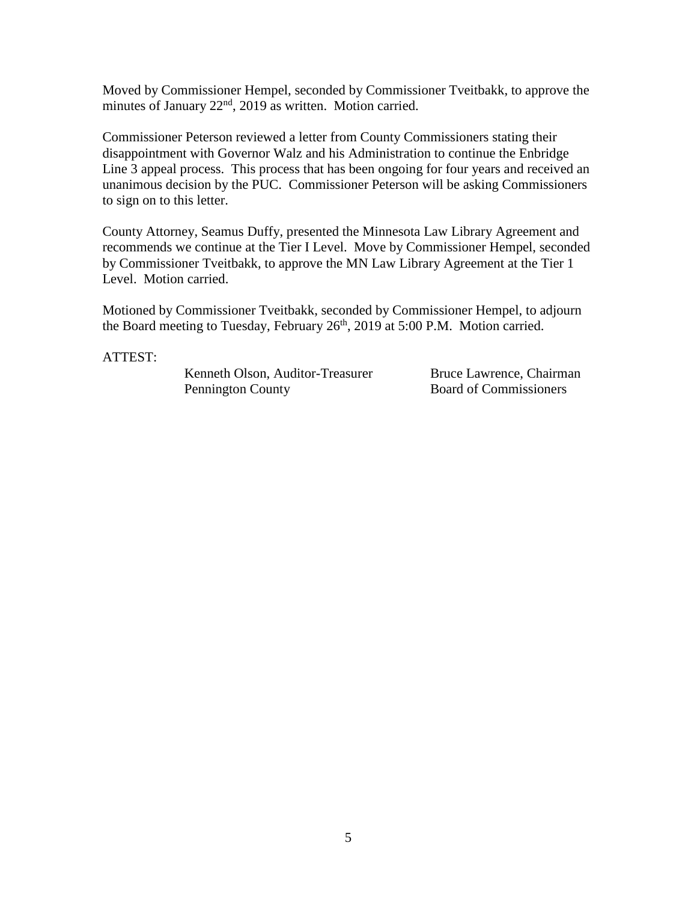Moved by Commissioner Hempel, seconded by Commissioner Tveitbakk, to approve the minutes of January 22nd, 2019 as written. Motion carried.

Commissioner Peterson reviewed a letter from County Commissioners stating their disappointment with Governor Walz and his Administration to continue the Enbridge Line 3 appeal process. This process that has been ongoing for four years and received an unanimous decision by the PUC. Commissioner Peterson will be asking Commissioners to sign on to this letter.

County Attorney, Seamus Duffy, presented the Minnesota Law Library Agreement and recommends we continue at the Tier I Level. Move by Commissioner Hempel, seconded by Commissioner Tveitbakk, to approve the MN Law Library Agreement at the Tier 1 Level. Motion carried.

Motioned by Commissioner Tveitbakk, seconded by Commissioner Hempel, to adjourn the Board meeting to Tuesday, February 26th, 2019 at 5:00 P.M. Motion carried.

ATTEST:

Kenneth Olson, Auditor-Treasurer
Pennington County

Bruce Lawrence, Chairman
Board of Commissioners